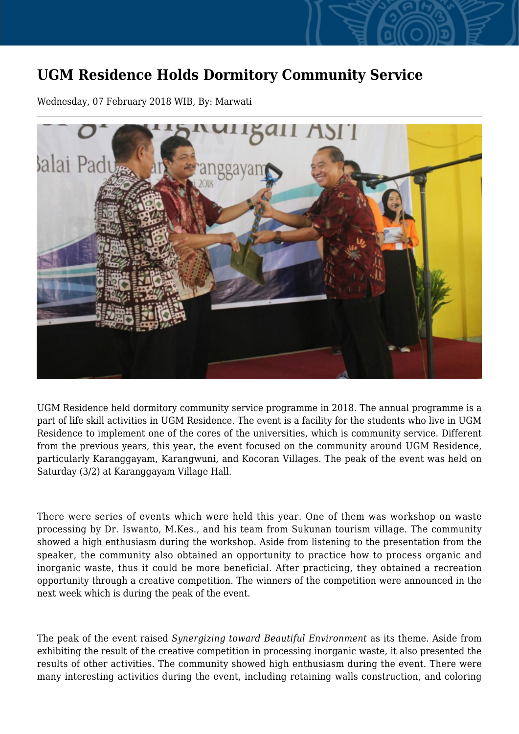# UGM Residence Holds Dormitory Community Service

Wednesday, 07 February 2018 WIB, By: Marwati

UGM Residence held dormitory community service programme in 2018. The annual programme is a part of life skill activities in UGM Residence. The event is a facility for the students who live in UGM Residence to implement one of the cores of the universities, which is community service. Different from the previous years, this year, the event focused on the community around UGM Residence, particularly Karanggayam, Karangwuni, and Kocoran Villages. The peak of the event was held on Saturday (3/2) at Karanggayam Village Hall.

There were series of events which were held this year. One of them was workshop on waste processing by Dr. Iswanto, M.Kes., and his team from Sukunan tourism village. The community showed a high enthusiasm during the workshop. Aside from listening to the presentation from the speaker, the community also obtained an opportunity to practice how to process organic and inorganic waste, thus it could be more beneficial. After practicing, they obtained a recreation opportunity through a creative competition. The winners of the competition were announced in the next week which is during the peak of the event.

The peak of the event raised *Synergizing toward Beautiful Environment* as its theme. Aside from exhibiting the result of the creative competition in processing inorganic waste, it also presented the results of other activities. The community showed high enthusiasm during the event. There were many interesting activities during the event, including retaining walls construction, and coloring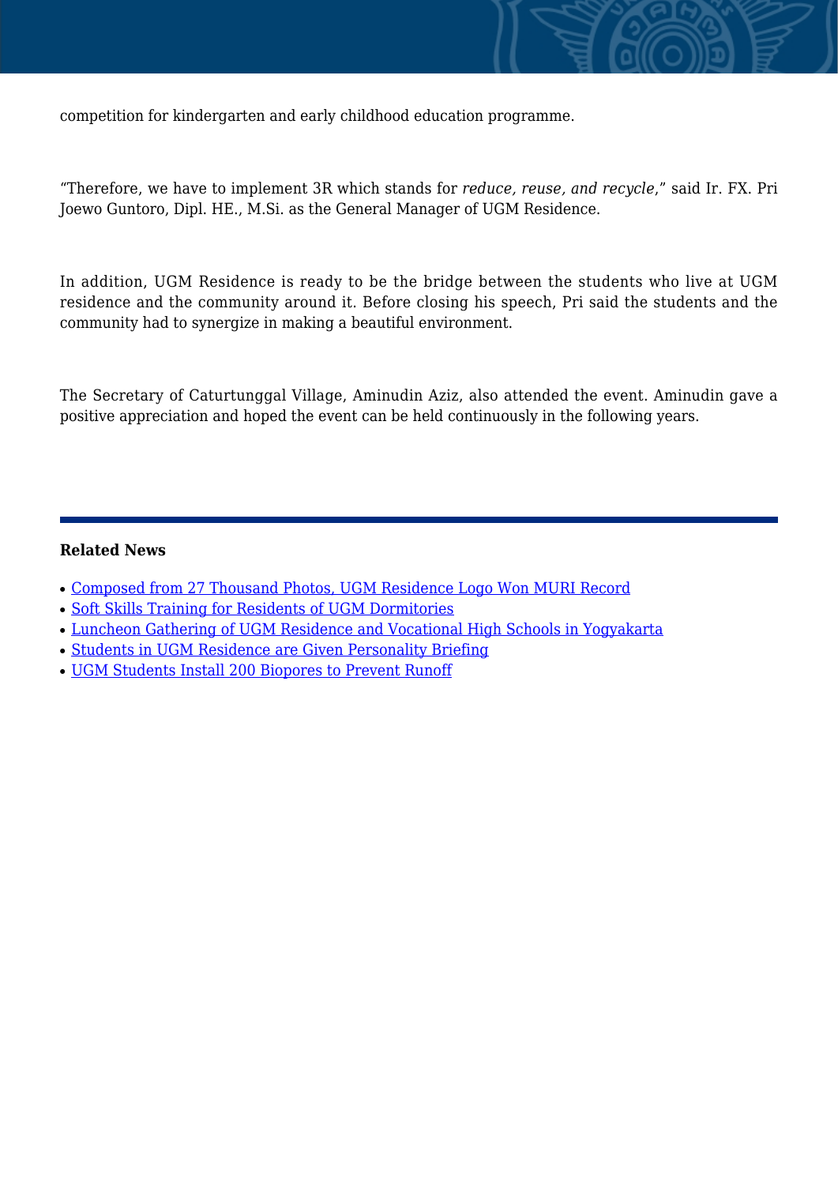competition for kindergarten and early childhood education programme.

“Therefore, we have to implement 3R which stands for *reduce, reuse, and recycle*,” said Ir. FX. Pri Joewo Guntoro, Dipl. HE., M.Si. as the General Manager of UGM Residence.

In addition, UGM Residence is ready to be the bridge between the students who live at UGM residence and the community around it. Before closing his speech, Pri said the students and the community had to synergize in making a beautiful environment.

The Secretary of Caturtunggal Village, Aminudin Aziz, also attended the event. Aminudin gave a positive appreciation and hoped the event can be held continuously in the following years.

---

**Related News**

- Composed from 27 Thousand Photos, UGM Residence Logo Won MURI Record
- Soft Skills Training for Residents of UGM Dormitories
- Luncheon Gathering of UGM Residence and Vocational High Schools in Yogyakarta
- Students in UGM Residence are Given Personality Briefing
- UGM Students Install 200 Biopores to Prevent Runoff